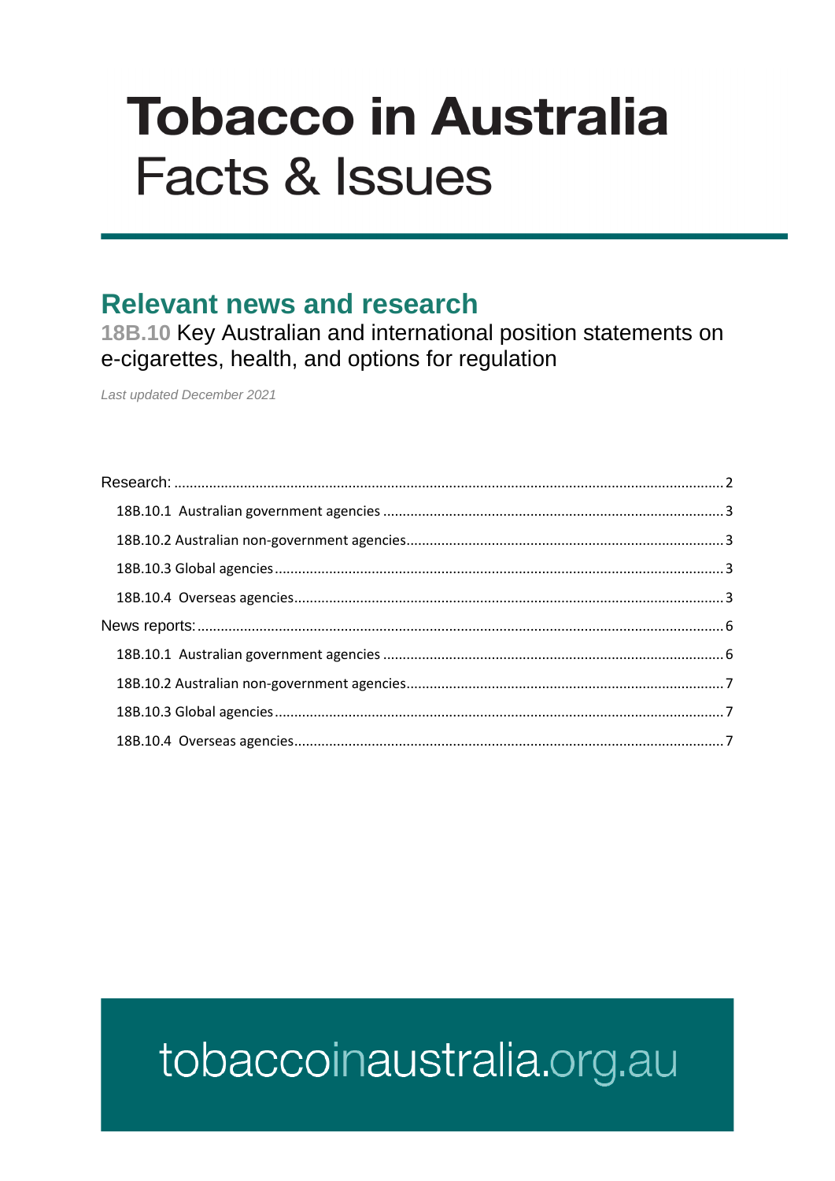# Tobacco in Australia
## Facts & Issues

## Relevant news and research

**18B.10** Key Australian and international position statements on e-cigarettes, health, and options for regulation

*Last updated December 2021*

Research: .......... 2
- 18B.10.1 Australian government agencies .......... 3
- 18B.10.2 Australian non-government agencies .......... 3
- 18B.10.3 Global agencies .......... 3
- 18B.10.4 Overseas agencies .......... 3

News reports: .......... 6
- 18B.10.1 Australian government agencies .......... 6
- 18B.10.2 Australian non-government agencies .......... 7
- 18B.10.3 Global agencies .......... 7
- 18B.10.4 Overseas agencies .......... 7

tobaccoinaustralia.org.au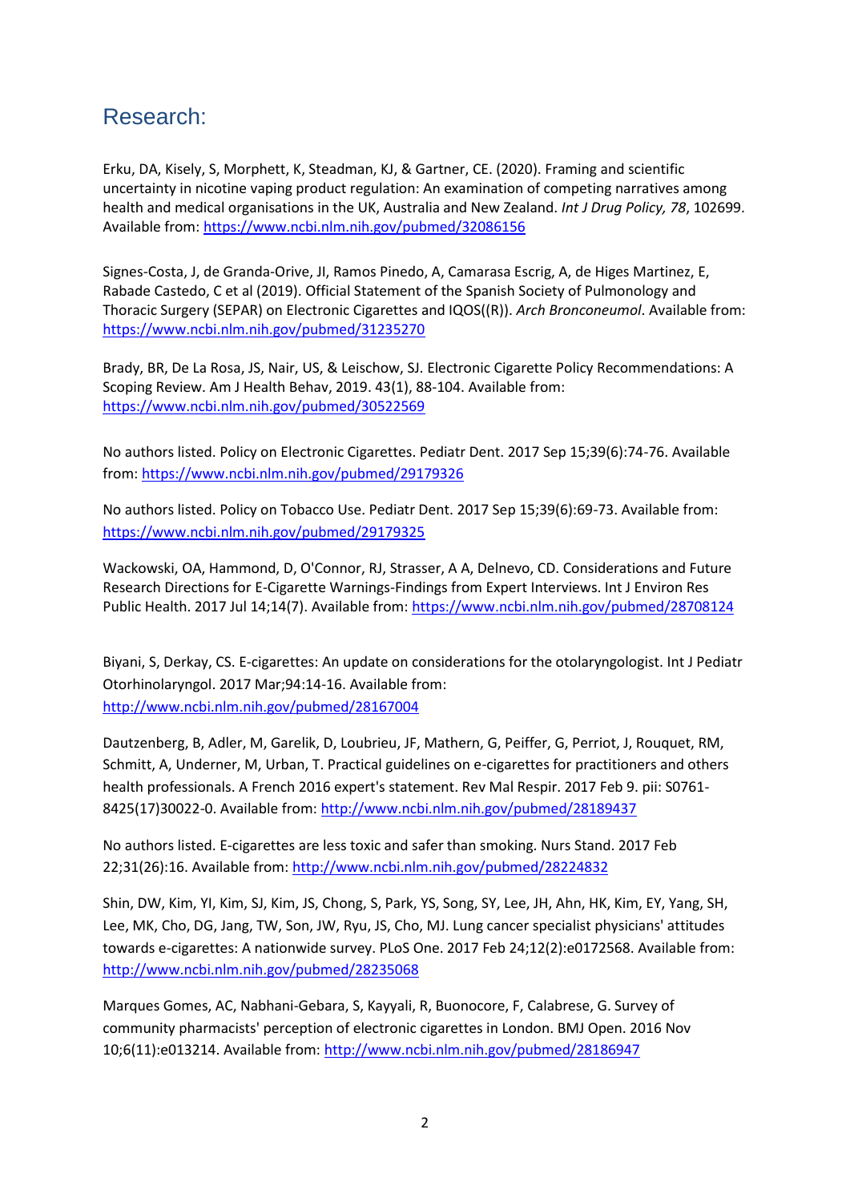## Research:

Erku, DA, Kisely, S, Morphett, K, Steadman, KJ, & Gartner, CE. (2020). Framing and scientific uncertainty in nicotine vaping product regulation: An examination of competing narratives among health and medical organisations in the UK, Australia and New Zealand. *Int J Drug Policy, 78*, 102699. Available from: https://www.ncbi.nlm.nih.gov/pubmed/32086156

Signes-Costa, J, de Granda-Orive, JI, Ramos Pinedo, A, Camarasa Escrig, A, de Higes Martinez, E, Rabade Castedo, C et al (2019). Official Statement of the Spanish Society of Pulmonology and Thoracic Surgery (SEPAR) on Electronic Cigarettes and IQOS((R)). *Arch Bronconeumol*. Available from: https://www.ncbi.nlm.nih.gov/pubmed/31235270

Brady, BR, De La Rosa, JS, Nair, US, & Leischow, SJ. Electronic Cigarette Policy Recommendations: A Scoping Review. Am J Health Behav, 2019. 43(1), 88-104. Available from: https://www.ncbi.nlm.nih.gov/pubmed/30522569

No authors listed. Policy on Electronic Cigarettes. Pediatr Dent. 2017 Sep 15;39(6):74-76. Available from: https://www.ncbi.nlm.nih.gov/pubmed/29179326

No authors listed. Policy on Tobacco Use. Pediatr Dent. 2017 Sep 15;39(6):69-73. Available from: https://www.ncbi.nlm.nih.gov/pubmed/29179325

Wackowski, OA, Hammond, D, O'Connor, RJ, Strasser, A A, Delnevo, CD. Considerations and Future Research Directions for E-Cigarette Warnings-Findings from Expert Interviews. Int J Environ Res Public Health. 2017 Jul 14;14(7). Available from: https://www.ncbi.nlm.nih.gov/pubmed/28708124

Biyani, S, Derkay, CS. E-cigarettes: An update on considerations for the otolaryngologist. Int J Pediatr Otorhinolaryngol. 2017 Mar;94:14-16. Available from: http://www.ncbi.nlm.nih.gov/pubmed/28167004

Dautzenberg, B, Adler, M, Garelik, D, Loubrieu, JF, Mathern, G, Peiffer, G, Perriot, J, Rouquet, RM, Schmitt, A, Underner, M, Urban, T. Practical guidelines on e-cigarettes for practitioners and others health professionals. A French 2016 expert's statement. Rev Mal Respir. 2017 Feb 9. pii: S0761-8425(17)30022-0. Available from: http://www.ncbi.nlm.nih.gov/pubmed/28189437

No authors listed. E-cigarettes are less toxic and safer than smoking. Nurs Stand. 2017 Feb 22;31(26):16. Available from: http://www.ncbi.nlm.nih.gov/pubmed/28224832

Shin, DW, Kim, YI, Kim, SJ, Kim, JS, Chong, S, Park, YS, Song, SY, Lee, JH, Ahn, HK, Kim, EY, Yang, SH, Lee, MK, Cho, DG, Jang, TW, Son, JW, Ryu, JS, Cho, MJ. Lung cancer specialist physicians' attitudes towards e-cigarettes: A nationwide survey. PLoS One. 2017 Feb 24;12(2):e0172568. Available from: http://www.ncbi.nlm.nih.gov/pubmed/28235068

Marques Gomes, AC, Nabhani-Gebara, S, Kayyali, R, Buonocore, F, Calabrese, G. Survey of community pharmacists' perception of electronic cigarettes in London. BMJ Open. 2016 Nov 10;6(11):e013214. Available from: http://www.ncbi.nlm.nih.gov/pubmed/28186947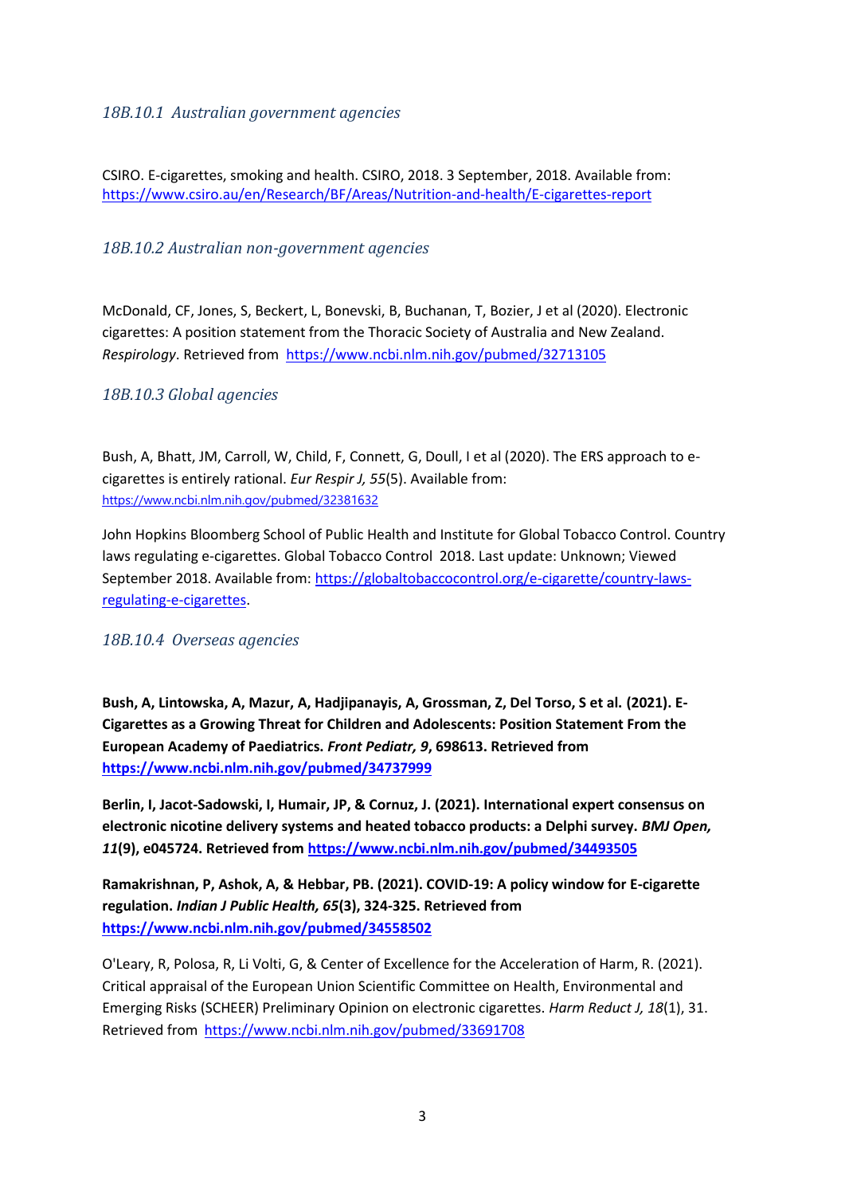### *18B.10.1 Australian government agencies*

CSIRO. E-cigarettes, smoking and health. CSIRO, 2018. 3 September, 2018. Available from: https://www.csiro.au/en/Research/BF/Areas/Nutrition-and-health/E-cigarettes-report

### *18B.10.2 Australian non-government agencies*

McDonald, CF, Jones, S, Beckert, L, Bonevski, B, Buchanan, T, Bozier, J et al (2020). Electronic cigarettes: A position statement from the Thoracic Society of Australia and New Zealand. *Respirology*. Retrieved from https://www.ncbi.nlm.nih.gov/pubmed/32713105

### *18B.10.3 Global agencies*

Bush, A, Bhatt, JM, Carroll, W, Child, F, Connett, G, Doull, I et al (2020). The ERS approach to e-cigarettes is entirely rational. *Eur Respir J, 55*(5). Available from: https://www.ncbi.nlm.nih.gov/pubmed/32381632

John Hopkins Bloomberg School of Public Health and Institute for Global Tobacco Control. Country laws regulating e-cigarettes. Global Tobacco Control 2018. Last update: Unknown; Viewed September 2018. Available from: https://globaltobaccocontrol.org/e-cigarette/country-laws-regulating-e-cigarettes.

### *18B.10.4 Overseas agencies*

**Bush, A, Lintowska, A, Mazur, A, Hadjipanayis, A, Grossman, Z, Del Torso, S et al. (2021). E-Cigarettes as a Growing Threat for Children and Adolescents: Position Statement From the European Academy of Paediatrics. *Front Pediatr, 9*, 698613. Retrieved from https://www.ncbi.nlm.nih.gov/pubmed/34737999**

**Berlin, I, Jacot-Sadowski, I, Humair, JP, & Cornuz, J. (2021). International expert consensus on electronic nicotine delivery systems and heated tobacco products: a Delphi survey. *BMJ Open, 11*(9), e045724. Retrieved from https://www.ncbi.nlm.nih.gov/pubmed/34493505**

**Ramakrishnan, P, Ashok, A, & Hebbar, PB. (2021). COVID-19: A policy window for E-cigarette regulation. *Indian J Public Health, 65*(3), 324-325. Retrieved from https://www.ncbi.nlm.nih.gov/pubmed/34558502**

O'Leary, R, Polosa, R, Li Volti, G, & Center of Excellence for the Acceleration of Harm, R. (2021). Critical appraisal of the European Union Scientific Committee on Health, Environmental and Emerging Risks (SCHEER) Preliminary Opinion on electronic cigarettes. *Harm Reduct J, 18*(1), 31. Retrieved from https://www.ncbi.nlm.nih.gov/pubmed/33691708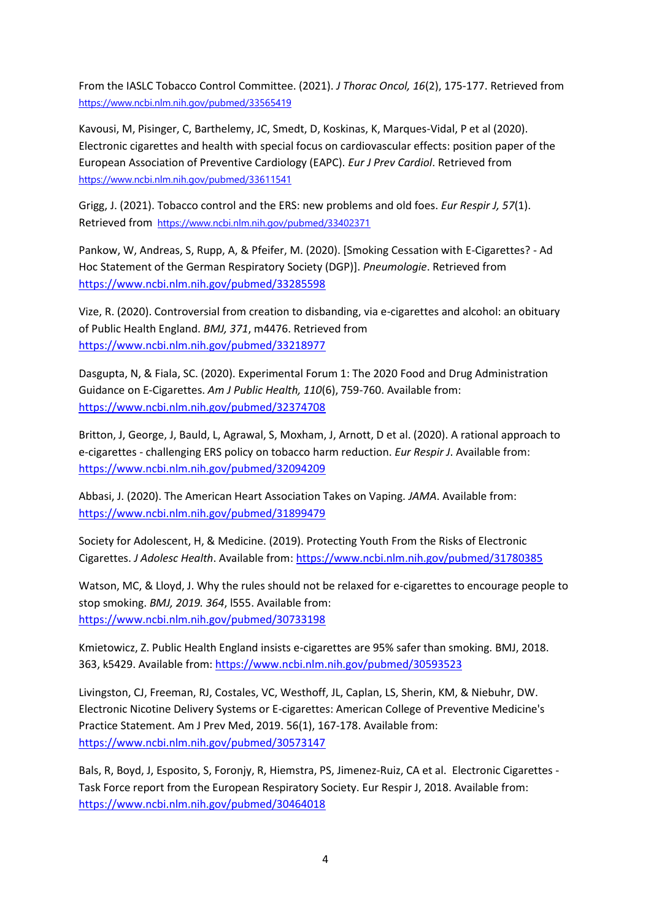From the IASLC Tobacco Control Committee. (2021). *J Thorac Oncol, 16*(2), 175-177. Retrieved from https://www.ncbi.nlm.nih.gov/pubmed/33565419

Kavousi, M, Pisinger, C, Barthelemy, JC, Smedt, D, Koskinas, K, Marques-Vidal, P et al (2020). Electronic cigarettes and health with special focus on cardiovascular effects: position paper of the European Association of Preventive Cardiology (EAPC). *Eur J Prev Cardiol*. Retrieved from https://www.ncbi.nlm.nih.gov/pubmed/33611541

Grigg, J. (2021). Tobacco control and the ERS: new problems and old foes. *Eur Respir J, 57*(1). Retrieved from https://www.ncbi.nlm.nih.gov/pubmed/33402371

Pankow, W, Andreas, S, Rupp, A, & Pfeifer, M. (2020). [Smoking Cessation with E-Cigarettes? - Ad Hoc Statement of the German Respiratory Society (DGP)]. *Pneumologie*. Retrieved from https://www.ncbi.nlm.nih.gov/pubmed/33285598

Vize, R. (2020). Controversial from creation to disbanding, via e-cigarettes and alcohol: an obituary of Public Health England. *BMJ, 371*, m4476. Retrieved from https://www.ncbi.nlm.nih.gov/pubmed/33218977

Dasgupta, N, & Fiala, SC. (2020). Experimental Forum 1: The 2020 Food and Drug Administration Guidance on E-Cigarettes. *Am J Public Health, 110*(6), 759-760. Available from: https://www.ncbi.nlm.nih.gov/pubmed/32374708

Britton, J, George, J, Bauld, L, Agrawal, S, Moxham, J, Arnott, D et al. (2020). A rational approach to e-cigarettes - challenging ERS policy on tobacco harm reduction. *Eur Respir J*. Available from: https://www.ncbi.nlm.nih.gov/pubmed/32094209

Abbasi, J. (2020). The American Heart Association Takes on Vaping. *JAMA*. Available from: https://www.ncbi.nlm.nih.gov/pubmed/31899479

Society for Adolescent, H, & Medicine. (2019). Protecting Youth From the Risks of Electronic Cigarettes. *J Adolesc Health*. Available from: https://www.ncbi.nlm.nih.gov/pubmed/31780385

Watson, MC, & Lloyd, J. Why the rules should not be relaxed for e-cigarettes to encourage people to stop smoking. *BMJ, 2019. 364*, l555. Available from: https://www.ncbi.nlm.nih.gov/pubmed/30733198

Kmietowicz, Z. Public Health England insists e-cigarettes are 95% safer than smoking. BMJ, 2018. 363, k5429. Available from: https://www.ncbi.nlm.nih.gov/pubmed/30593523

Livingston, CJ, Freeman, RJ, Costales, VC, Westhoff, JL, Caplan, LS, Sherin, KM, & Niebuhr, DW. Electronic Nicotine Delivery Systems or E-cigarettes: American College of Preventive Medicine's Practice Statement. Am J Prev Med, 2019. 56(1), 167-178. Available from: https://www.ncbi.nlm.nih.gov/pubmed/30573147

Bals, R, Boyd, J, Esposito, S, Foronjy, R, Hiemstra, PS, Jimenez-Ruiz, CA et al. Electronic Cigarettes - Task Force report from the European Respiratory Society. Eur Respir J, 2018. Available from: https://www.ncbi.nlm.nih.gov/pubmed/30464018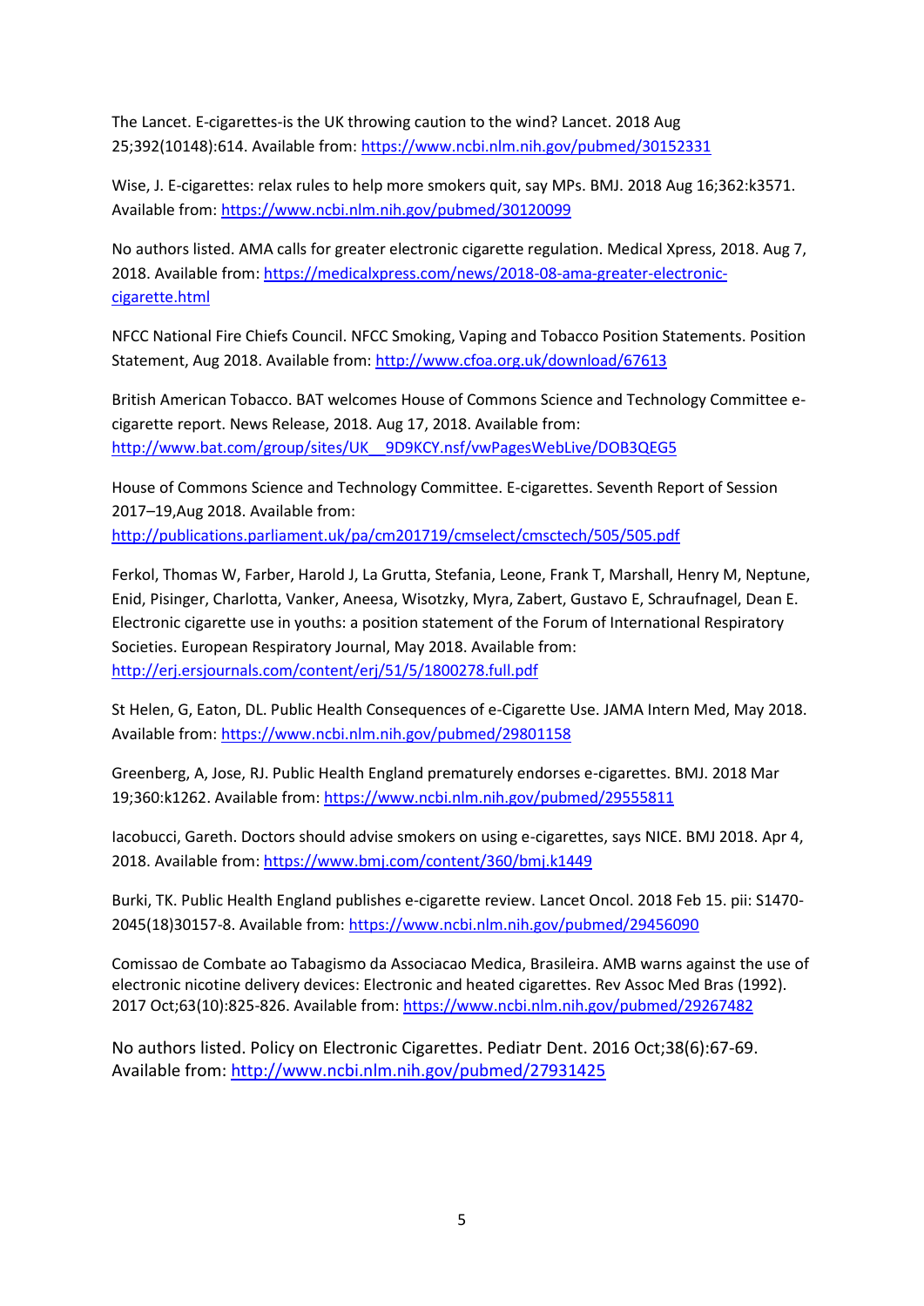The Lancet. E-cigarettes-is the UK throwing caution to the wind? Lancet. 2018 Aug 25;392(10148):614. Available from: https://www.ncbi.nlm.nih.gov/pubmed/30152331

Wise, J. E-cigarettes: relax rules to help more smokers quit, say MPs. BMJ. 2018 Aug 16;362:k3571. Available from: https://www.ncbi.nlm.nih.gov/pubmed/30120099

No authors listed. AMA calls for greater electronic cigarette regulation. Medical Xpress, 2018. Aug 7, 2018. Available from: https://medicalxpress.com/news/2018-08-ama-greater-electronic-cigarette.html

NFCC National Fire Chiefs Council. NFCC Smoking, Vaping and Tobacco Position Statements. Position Statement, Aug 2018. Available from: http://www.cfoa.org.uk/download/67613

British American Tobacco. BAT welcomes House of Commons Science and Technology Committee e-cigarette report. News Release, 2018. Aug 17, 2018. Available from: http://www.bat.com/group/sites/UK__9D9KCY.nsf/vwPagesWebLive/DOB3QEG5

House of Commons Science and Technology Committee. E-cigarettes. Seventh Report of Session 2017–19,Aug 2018. Available from: http://publications.parliament.uk/pa/cm201719/cmselect/cmsctech/505/505.pdf

Ferkol, Thomas W, Farber, Harold J, La Grutta, Stefania, Leone, Frank T, Marshall, Henry M, Neptune, Enid, Pisinger, Charlotta, Vanker, Aneesa, Wisotzky, Myra, Zabert, Gustavo E, Schraufnagel, Dean E. Electronic cigarette use in youths: a position statement of the Forum of International Respiratory Societies. European Respiratory Journal, May 2018. Available from: http://erj.ersjournals.com/content/erj/51/5/1800278.full.pdf

St Helen, G, Eaton, DL. Public Health Consequences of e-Cigarette Use. JAMA Intern Med, May 2018. Available from: https://www.ncbi.nlm.nih.gov/pubmed/29801158

Greenberg, A, Jose, RJ. Public Health England prematurely endorses e-cigarettes. BMJ. 2018 Mar 19;360:k1262. Available from: https://www.ncbi.nlm.nih.gov/pubmed/29555811

Iacobucci, Gareth. Doctors should advise smokers on using e-cigarettes, says NICE. BMJ 2018. Apr 4, 2018. Available from: https://www.bmj.com/content/360/bmj.k1449

Burki, TK. Public Health England publishes e-cigarette review. Lancet Oncol. 2018 Feb 15. pii: S1470-2045(18)30157-8. Available from: https://www.ncbi.nlm.nih.gov/pubmed/29456090

Comissao de Combate ao Tabagismo da Associacao Medica, Brasileira. AMB warns against the use of electronic nicotine delivery devices: Electronic and heated cigarettes. Rev Assoc Med Bras (1992). 2017 Oct;63(10):825-826. Available from: https://www.ncbi.nlm.nih.gov/pubmed/29267482

No authors listed. Policy on Electronic Cigarettes. Pediatr Dent. 2016 Oct;38(6):67-69. Available from: http://www.ncbi.nlm.nih.gov/pubmed/27931425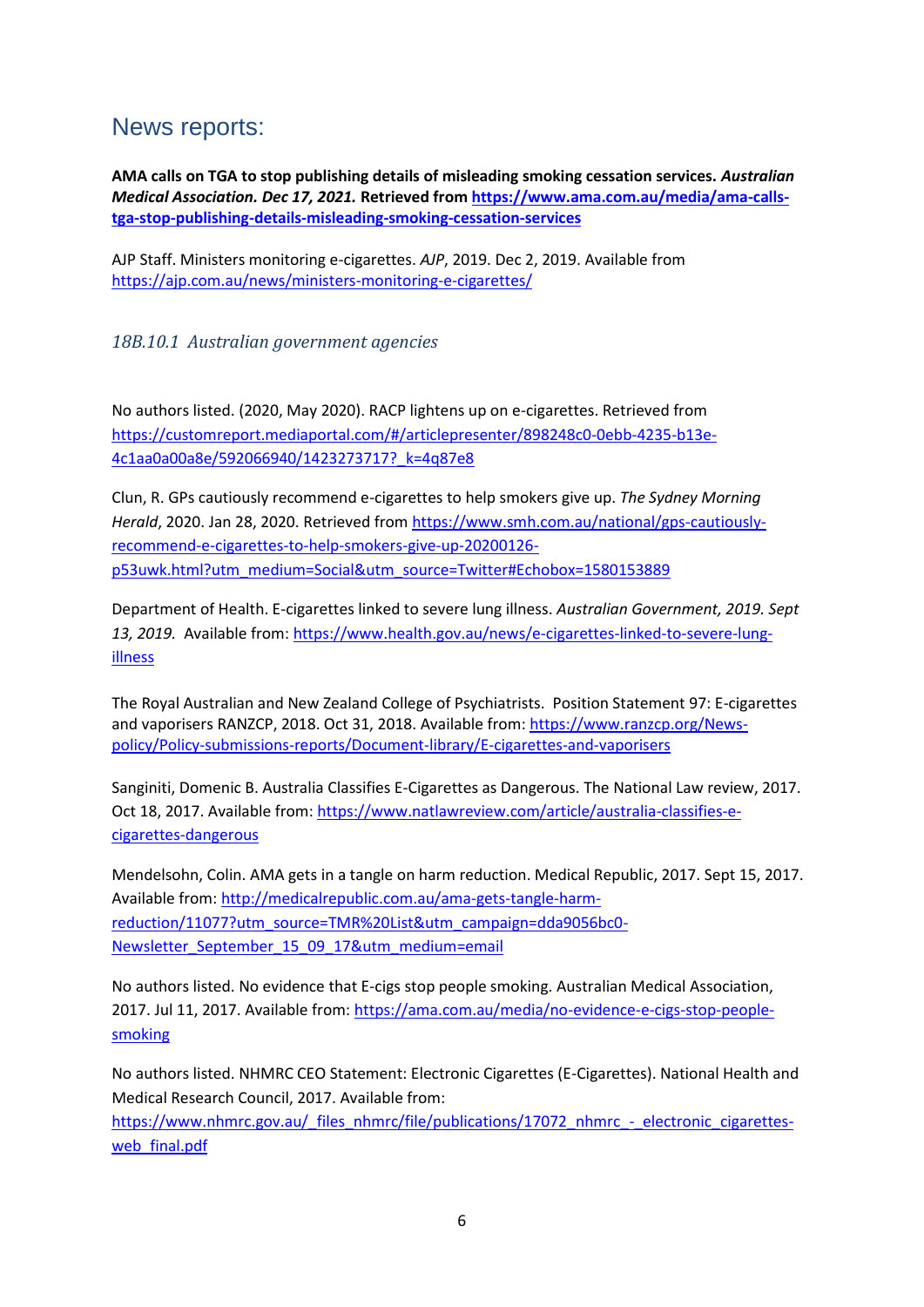## News reports:

**AMA calls on TGA to stop publishing details of misleading smoking cessation services.** ***Australian Medical Association. Dec 17, 2021.*** **Retrieved from [https://www.ama.com.au/media/ama-calls-tga-stop-publishing-details-misleading-smoking-cessation-services](https://www.ama.com.au/media/ama-calls-tga-stop-publishing-details-misleading-smoking-cessation-services)**

AJP Staff. Ministers monitoring e-cigarettes. *AJP*, 2019. Dec 2, 2019. Available from [https://ajp.com.au/news/ministers-monitoring-e-cigarettes/](https://ajp.com.au/news/ministers-monitoring-e-cigarettes/)

### *18B.10.1 Australian government agencies*

No authors listed. (2020, May 2020). RACP lightens up on e-cigarettes. Retrieved from [https://customreport.mediaportal.com/#/articlepresenter/898248c0-0ebb-4235-b13e-4c1aa0a00a8e/592066940/1423273717?_k=4q87e8](https://customreport.mediaportal.com/#/articlepresenter/898248c0-0ebb-4235-b13e-4c1aa0a00a8e/592066940/1423273717?_k=4q87e8)

Clun, R. GPs cautiously recommend e-cigarettes to help smokers give up. *The Sydney Morning Herald*, 2020. Jan 28, 2020. Retrieved from [https://www.smh.com.au/national/gps-cautiously-recommend-e-cigarettes-to-help-smokers-give-up-20200126-p53uwk.html?utm_medium=Social&utm_source=Twitter#Echobox=1580153889](https://www.smh.com.au/national/gps-cautiously-recommend-e-cigarettes-to-help-smokers-give-up-20200126-p53uwk.html?utm_medium=Social&utm_source=Twitter#Echobox=1580153889)

Department of Health. E-cigarettes linked to severe lung illness. *Australian Government, 2019. Sept 13, 2019.* Available from: [https://www.health.gov.au/news/e-cigarettes-linked-to-severe-lung-illness](https://www.health.gov.au/news/e-cigarettes-linked-to-severe-lung-illness)

The Royal Australian and New Zealand College of Psychiatrists. Position Statement 97: E-cigarettes and vaporisers RANZCP, 2018. Oct 31, 2018. Available from: [https://www.ranzcp.org/News-policy/Policy-submissions-reports/Document-library/E-cigarettes-and-vaporisers](https://www.ranzcp.org/News-policy/Policy-submissions-reports/Document-library/E-cigarettes-and-vaporisers)

Sanginiti, Domenic B. Australia Classifies E-Cigarettes as Dangerous. The National Law review, 2017. Oct 18, 2017. Available from: [https://www.natlawreview.com/article/australia-classifies-e-cigarettes-dangerous](https://www.natlawreview.com/article/australia-classifies-e-cigarettes-dangerous)

Mendelsohn, Colin. AMA gets in a tangle on harm reduction. Medical Republic, 2017. Sept 15, 2017. Available from: [http://medicalrepublic.com.au/ama-gets-tangle-harm-reduction/11077?utm_source=TMR%20List&utm_campaign=dda9056bc0-Newsletter_September_15_09_17&utm_medium=email](http://medicalrepublic.com.au/ama-gets-tangle-harm-reduction/11077?utm_source=TMR%20List&utm_campaign=dda9056bc0-Newsletter_September_15_09_17&utm_medium=email)

No authors listed. No evidence that E-cigs stop people smoking. Australian Medical Association, 2017. Jul 11, 2017. Available from: [https://ama.com.au/media/no-evidence-e-cigs-stop-people-smoking](https://ama.com.au/media/no-evidence-e-cigs-stop-people-smoking)

No authors listed. NHMRC CEO Statement: Electronic Cigarettes (E-Cigarettes). National Health and Medical Research Council, 2017. Available from: [https://www.nhmrc.gov.au/_files_nhmrc/file/publications/17072_nhmrc_-_electronic_cigarettes-web_final.pdf](https://www.nhmrc.gov.au/_files_nhmrc/file/publications/17072_nhmrc_-_electronic_cigarettes-web_final.pdf)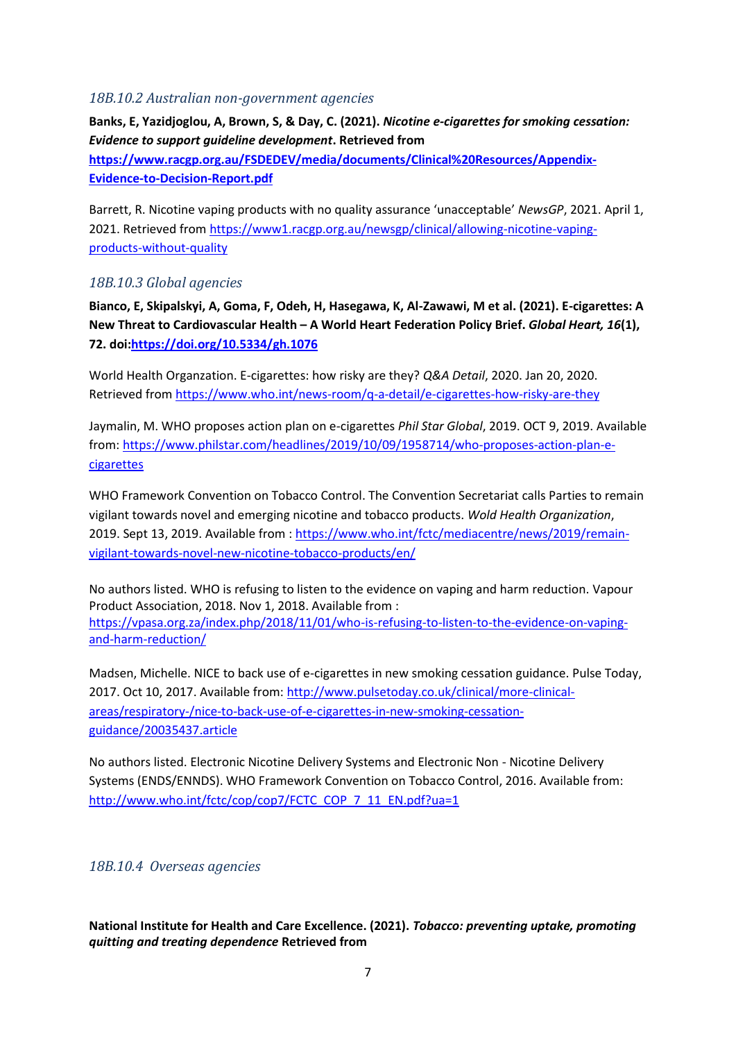### *18B.10.2 Australian non-government agencies*

**Banks, E, Yazidjoglou, A, Brown, S, & Day, C. (2021).** ***Nicotine e-cigarettes for smoking cessation: Evidence to support guideline development*****. Retrieved from** **https://www.racgp.org.au/FSDEDEV/media/documents/Clinical%20Resources/Appendix-Evidence-to-Decision-Report.pdf**

Barrett, R. Nicotine vaping products with no quality assurance 'unacceptable' *NewsGP*, 2021. April 1, 2021. Retrieved from https://www1.racgp.org.au/newsgp/clinical/allowing-nicotine-vaping-products-without-quality

### *18B.10.3 Global agencies*

**Bianco, E, Skipalskyi, A, Goma, F, Odeh, H, Hasegawa, K, Al-Zawawi, M et al. (2021). E-cigarettes: A New Threat to Cardiovascular Health – A World Heart Federation Policy Brief.** ***Global Heart, 16*****(1), 72. doi:https://doi.org/10.5334/gh.1076**

World Health Organzation. E-cigarettes: how risky are they? *Q&A Detail*, 2020. Jan 20, 2020. Retrieved from https://www.who.int/news-room/q-a-detail/e-cigarettes-how-risky-are-they

Jaymalin, M. WHO proposes action plan on e-cigarettes *Phil Star Global*, 2019. OCT 9, 2019. Available from: https://www.philstar.com/headlines/2019/10/09/1958714/who-proposes-action-plan-e-cigarettes

WHO Framework Convention on Tobacco Control. The Convention Secretariat calls Parties to remain vigilant towards novel and emerging nicotine and tobacco products. *Wold Health Organization*, 2019. Sept 13, 2019. Available from : https://www.who.int/fctc/mediacentre/news/2019/remain-vigilant-towards-novel-new-nicotine-tobacco-products/en/

No authors listed. WHO is refusing to listen to the evidence on vaping and harm reduction. Vapour Product Association, 2018. Nov 1, 2018. Available from : https://vpasa.org.za/index.php/2018/11/01/who-is-refusing-to-listen-to-the-evidence-on-vaping-and-harm-reduction/

Madsen, Michelle. NICE to back use of e-cigarettes in new smoking cessation guidance. Pulse Today, 2017. Oct 10, 2017. Available from: http://www.pulsetoday.co.uk/clinical/more-clinical-areas/respiratory-/nice-to-back-use-of-e-cigarettes-in-new-smoking-cessation-guidance/20035437.article

No authors listed. Electronic Nicotine Delivery Systems and Electronic Non - Nicotine Delivery Systems (ENDS/ENNDS). WHO Framework Convention on Tobacco Control, 2016. Available from: http://www.who.int/fctc/cop/cop7/FCTC_COP_7_11_EN.pdf?ua=1

### *18B.10.4 Overseas agencies*

**National Institute for Health and Care Excellence. (2021).** ***Tobacco: preventing uptake, promoting quitting and treating dependence*** **Retrieved from**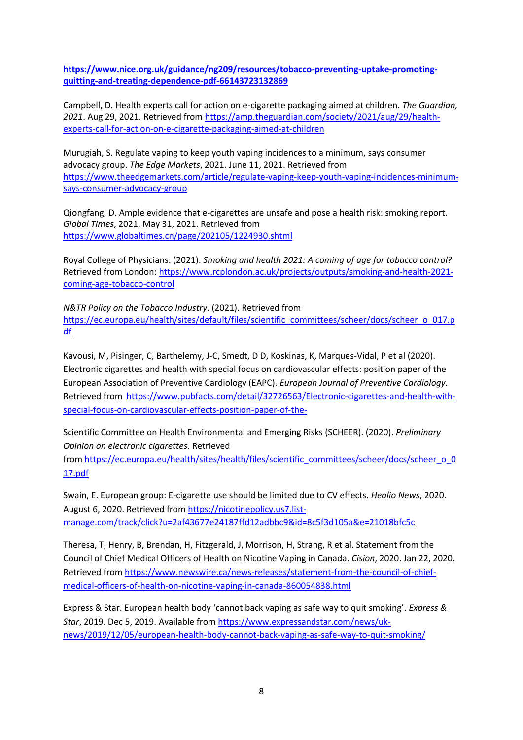**https://www.nice.org.uk/guidance/ng209/resources/tobacco-preventing-uptake-promoting-quitting-and-treating-dependence-pdf-66143723132869**

Campbell, D. Health experts call for action on e-cigarette packaging aimed at children. *The Guardian, 2021*. Aug 29, 2021. Retrieved from https://amp.theguardian.com/society/2021/aug/29/health-experts-call-for-action-on-e-cigarette-packaging-aimed-at-children

Murugiah, S. Regulate vaping to keep youth vaping incidences to a minimum, says consumer advocacy group. *The Edge Markets*, 2021. June 11, 2021. Retrieved from https://www.theedgemarkets.com/article/regulate-vaping-keep-youth-vaping-incidences-minimum-says-consumer-advocacy-group

Qiongfang, D. Ample evidence that e-cigarettes are unsafe and pose a health risk: smoking report. *Global Times*, 2021. May 31, 2021. Retrieved from https://www.globaltimes.cn/page/202105/1224930.shtml

Royal College of Physicians. (2021). *Smoking and health 2021: A coming of age for tobacco control?* Retrieved from London: https://www.rcplondon.ac.uk/projects/outputs/smoking-and-health-2021-coming-age-tobacco-control

*N&TR Policy on the Tobacco Industry*. (2021). Retrieved from https://ec.europa.eu/health/sites/default/files/scientific_committees/scheer/docs/scheer_o_017.pdf

Kavousi, M, Pisinger, C, Barthelemy, J-C, Smedt, D D, Koskinas, K, Marques-Vidal, P et al (2020). Electronic cigarettes and health with special focus on cardiovascular effects: position paper of the European Association of Preventive Cardiology (EAPC). *European Journal of Preventive Cardiology*. Retrieved from https://www.pubfacts.com/detail/32726563/Electronic-cigarettes-and-health-with-special-focus-on-cardiovascular-effects-position-paper-of-the-

Scientific Committee on Health Environmental and Emerging Risks (SCHEER). (2020). *Preliminary Opinion on electronic cigarettes*. Retrieved from https://ec.europa.eu/health/sites/health/files/scientific_committees/scheer/docs/scheer_o_017.pdf

Swain, E. European group: E-cigarette use should be limited due to CV effects. *Healio News*, 2020. August 6, 2020. Retrieved from https://nicotinepolicy.us7.list-manage.com/track/click?u=2af43677e24187ffd12adbbc9&id=8c5f3d105a&e=21018bfc5c

Theresa, T, Henry, B, Brendan, H, Fitzgerald, J, Morrison, H, Strang, R et al. Statement from the Council of Chief Medical Officers of Health on Nicotine Vaping in Canada. *Cision*, 2020. Jan 22, 2020. Retrieved from https://www.newswire.ca/news-releases/statement-from-the-council-of-chief-medical-officers-of-health-on-nicotine-vaping-in-canada-860054838.html

Express & Star. European health body 'cannot back vaping as safe way to quit smoking'. *Express & Star*, 2019. Dec 5, 2019. Available from https://www.expressandstar.com/news/uk-news/2019/12/05/european-health-body-cannot-back-vaping-as-safe-way-to-quit-smoking/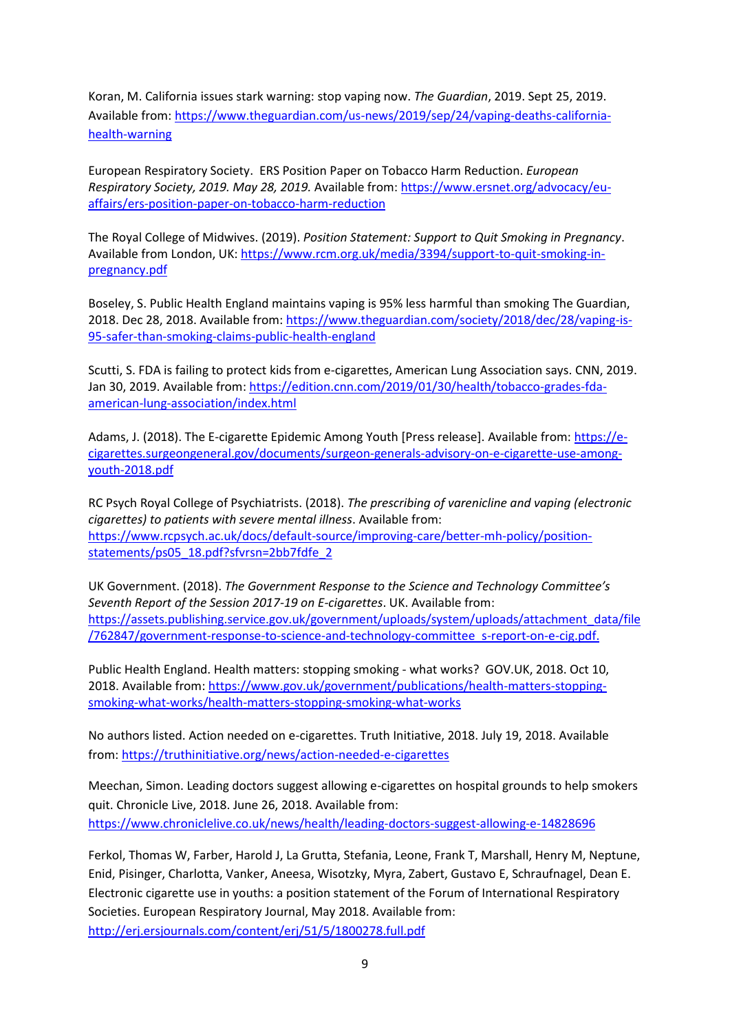Koran, M. California issues stark warning: stop vaping now. *The Guardian*, 2019. Sept 25, 2019. Available from: https://www.theguardian.com/us-news/2019/sep/24/vaping-deaths-california-health-warning

European Respiratory Society. ERS Position Paper on Tobacco Harm Reduction. *European Respiratory Society, 2019. May 28, 2019.* Available from: https://www.ersnet.org/advocacy/eu-affairs/ers-position-paper-on-tobacco-harm-reduction

The Royal College of Midwives. (2019). *Position Statement: Support to Quit Smoking in Pregnancy*. Available from London, UK: https://www.rcm.org.uk/media/3394/support-to-quit-smoking-in-pregnancy.pdf

Boseley, S. Public Health England maintains vaping is 95% less harmful than smoking The Guardian, 2018. Dec 28, 2018. Available from: https://www.theguardian.com/society/2018/dec/28/vaping-is-95-safer-than-smoking-claims-public-health-england

Scutti, S. FDA is failing to protect kids from e-cigarettes, American Lung Association says. CNN, 2019. Jan 30, 2019. Available from: https://edition.cnn.com/2019/01/30/health/tobacco-grades-fda-american-lung-association/index.html

Adams, J. (2018). The E-cigarette Epidemic Among Youth [Press release]. Available from: https://e-cigarettes.surgeongeneral.gov/documents/surgeon-generals-advisory-on-e-cigarette-use-among-youth-2018.pdf

RC Psych Royal College of Psychiatrists. (2018). *The prescribing of varenicline and vaping (electronic cigarettes) to patients with severe mental illness*. Available from: https://www.rcpsych.ac.uk/docs/default-source/improving-care/better-mh-policy/position-statements/ps05_18.pdf?sfvrsn=2bb7fdfe_2

UK Government. (2018). *The Government Response to the Science and Technology Committee's Seventh Report of the Session 2017-19 on E-cigarettes*. UK. Available from: https://assets.publishing.service.gov.uk/government/uploads/system/uploads/attachment_data/file/762847/government-response-to-science-and-technology-committee_s-report-on-e-cig.pdf.

Public Health England. Health matters: stopping smoking - what works? GOV.UK, 2018. Oct 10, 2018. Available from: https://www.gov.uk/government/publications/health-matters-stopping-smoking-what-works/health-matters-stopping-smoking-what-works

No authors listed. Action needed on e-cigarettes. Truth Initiative, 2018. July 19, 2018. Available from: https://truthinitiative.org/news/action-needed-e-cigarettes

Meechan, Simon. Leading doctors suggest allowing e-cigarettes on hospital grounds to help smokers quit. Chronicle Live, 2018. June 26, 2018. Available from: https://www.chroniclelive.co.uk/news/health/leading-doctors-suggest-allowing-e-14828696

Ferkol, Thomas W, Farber, Harold J, La Grutta, Stefania, Leone, Frank T, Marshall, Henry M, Neptune, Enid, Pisinger, Charlotta, Vanker, Aneesa, Wisotzky, Myra, Zabert, Gustavo E, Schraufnagel, Dean E. Electronic cigarette use in youths: a position statement of the Forum of International Respiratory Societies. European Respiratory Journal, May 2018. Available from: http://erj.ersjournals.com/content/erj/51/5/1800278.full.pdf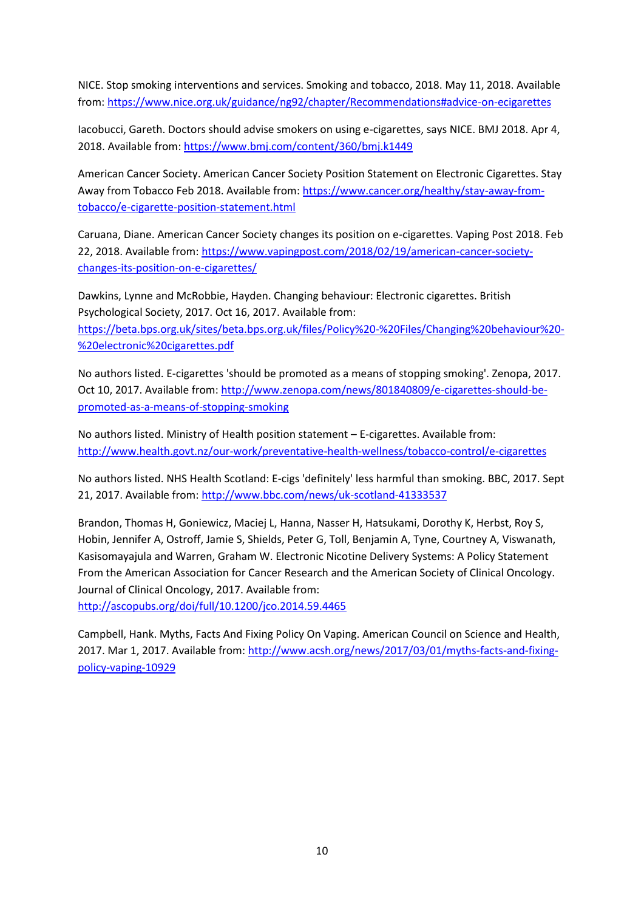NICE. Stop smoking interventions and services. Smoking and tobacco, 2018. May 11, 2018. Available from: https://www.nice.org.uk/guidance/ng92/chapter/Recommendations#advice-on-ecigarettes

Iacobucci, Gareth. Doctors should advise smokers on using e-cigarettes, says NICE. BMJ 2018. Apr 4, 2018. Available from: https://www.bmj.com/content/360/bmj.k1449

American Cancer Society. American Cancer Society Position Statement on Electronic Cigarettes. Stay Away from Tobacco Feb 2018. Available from: https://www.cancer.org/healthy/stay-away-from-tobacco/e-cigarette-position-statement.html

Caruana, Diane. American Cancer Society changes its position on e-cigarettes. Vaping Post 2018. Feb 22, 2018. Available from: https://www.vapingpost.com/2018/02/19/american-cancer-society-changes-its-position-on-e-cigarettes/

Dawkins, Lynne and McRobbie, Hayden. Changing behaviour: Electronic cigarettes. British Psychological Society, 2017. Oct 16, 2017. Available from: https://beta.bps.org.uk/sites/beta.bps.org.uk/files/Policy%20-%20Files/Changing%20behaviour%20-%20electronic%20cigarettes.pdf

No authors listed. E-cigarettes 'should be promoted as a means of stopping smoking'. Zenopa, 2017. Oct 10, 2017. Available from: http://www.zenopa.com/news/801840809/e-cigarettes-should-be-promoted-as-a-means-of-stopping-smoking

No authors listed. Ministry of Health position statement – E-cigarettes. Available from: http://www.health.govt.nz/our-work/preventative-health-wellness/tobacco-control/e-cigarettes

No authors listed. NHS Health Scotland: E-cigs 'definitely' less harmful than smoking. BBC, 2017. Sept 21, 2017. Available from: http://www.bbc.com/news/uk-scotland-41333537

Brandon, Thomas H, Goniewicz, Maciej L, Hanna, Nasser H, Hatsukami, Dorothy K, Herbst, Roy S, Hobin, Jennifer A, Ostroff, Jamie S, Shields, Peter G, Toll, Benjamin A, Tyne, Courtney A, Viswanath, Kasisomayajula and Warren, Graham W. Electronic Nicotine Delivery Systems: A Policy Statement From the American Association for Cancer Research and the American Society of Clinical Oncology. Journal of Clinical Oncology, 2017. Available from: http://ascopubs.org/doi/full/10.1200/jco.2014.59.4465

Campbell, Hank. Myths, Facts And Fixing Policy On Vaping. American Council on Science and Health, 2017. Mar 1, 2017. Available from: http://www.acsh.org/news/2017/03/01/myths-facts-and-fixing-policy-vaping-10929